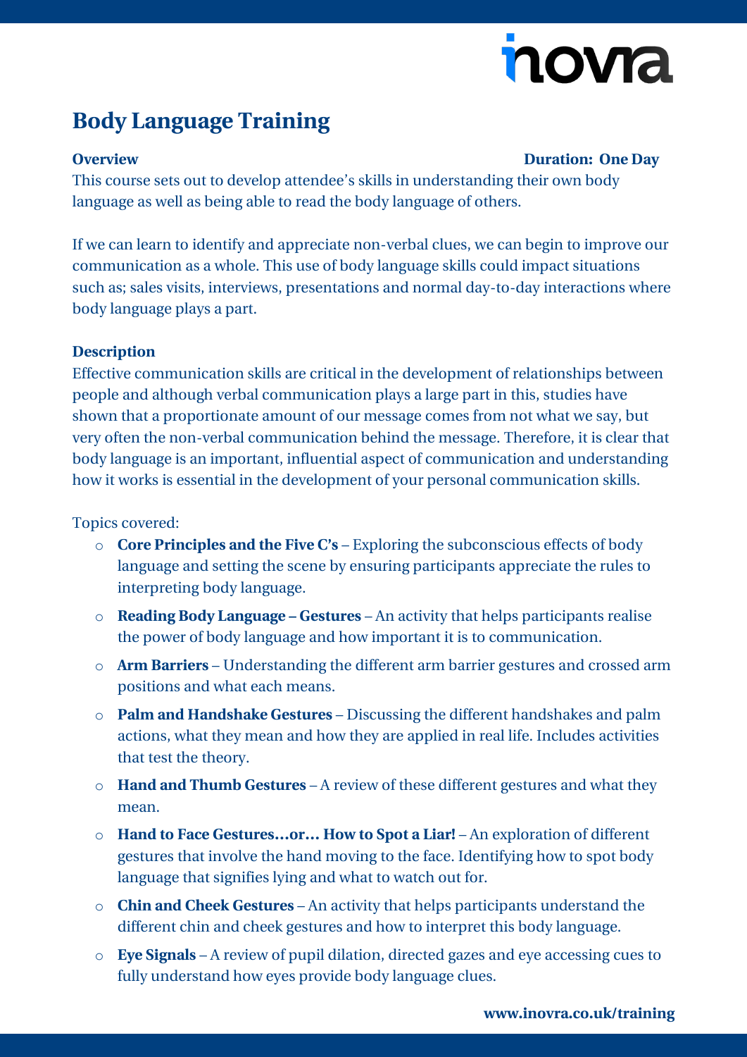# Body Language Training

**Overview** **Duration: One Day**

This course sets out to develop attendee's skills in understanding their own body language as well as being able to read the body language of others.

If we can learn to identify and appreciate non-verbal clues, we can begin to improve our communication as a whole. This use of body language skills could impact situations such as; sales visits, interviews, presentations and normal day-to-day interactions where body language plays a part.

**Description**

Effective communication skills are critical in the development of relationships between people and although verbal communication plays a large part in this, studies have shown that a proportionate amount of our message comes from not what we say, but very often the non-verbal communication behind the message. Therefore, it is clear that body language is an important, influential aspect of communication and understanding how it works is essential in the development of your personal communication skills.

Topics covered:

- **Core Principles and the Five C's** – Exploring the subconscious effects of body language and setting the scene by ensuring participants appreciate the rules to interpreting body language.
- **Reading Body Language – Gestures** – An activity that helps participants realise the power of body language and how important it is to communication.
- **Arm Barriers** – Understanding the different arm barrier gestures and crossed arm positions and what each means.
- **Palm and Handshake Gestures** – Discussing the different handshakes and palm actions, what they mean and how they are applied in real life. Includes activities that test the theory.
- **Hand and Thumb Gestures** – A review of these different gestures and what they mean.
- **Hand to Face Gestures…or… How to Spot a Liar!** – An exploration of different gestures that involve the hand moving to the face. Identifying how to spot body language that signifies lying and what to watch out for.
- **Chin and Cheek Gestures** – An activity that helps participants understand the different chin and cheek gestures and how to interpret this body language.
- **Eye Signals** – A review of pupil dilation, directed gazes and eye accessing cues to fully understand how eyes provide body language clues.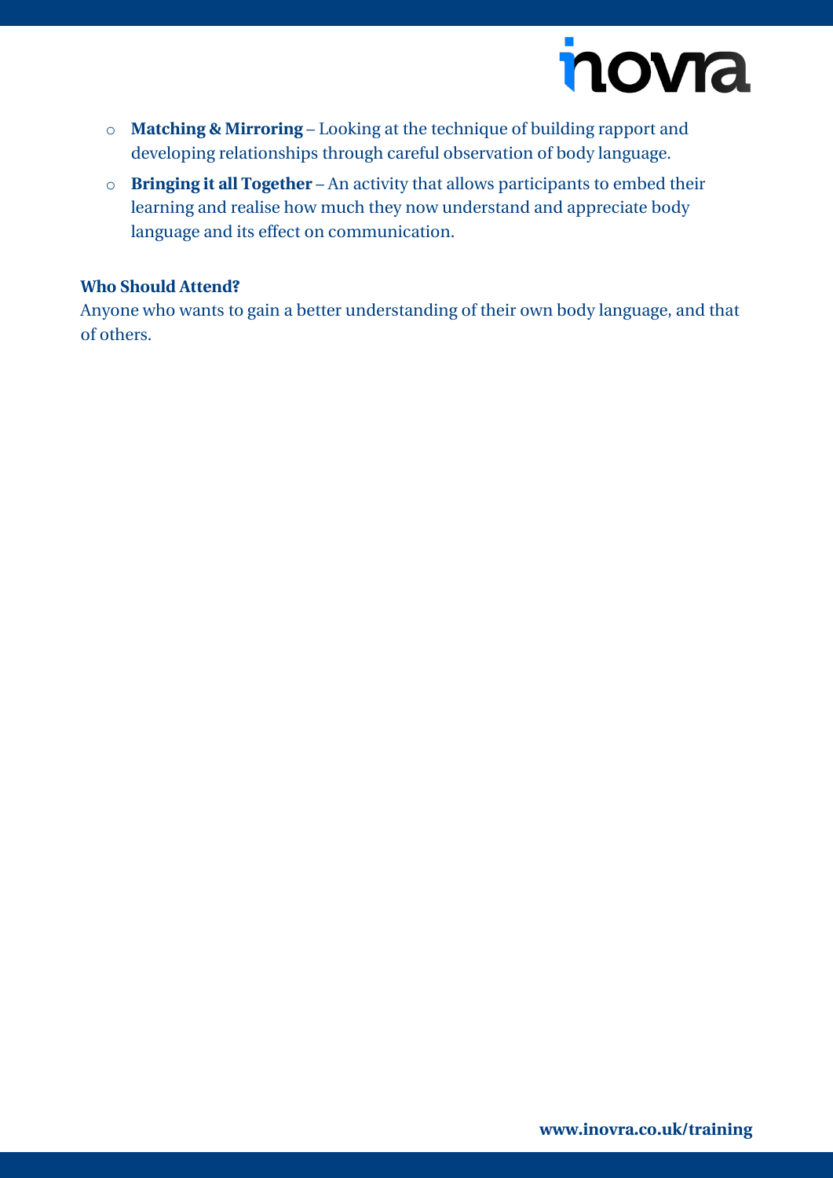- **Matching & Mirroring** – Looking at the technique of building rapport and developing relationships through careful observation of body language.
- **Bringing it all Together** – An activity that allows participants to embed their learning and realise how much they now understand and appreciate body language and its effect on communication.

**Who Should Attend?**

Anyone who wants to gain a better understanding of their own body language, and that of others.